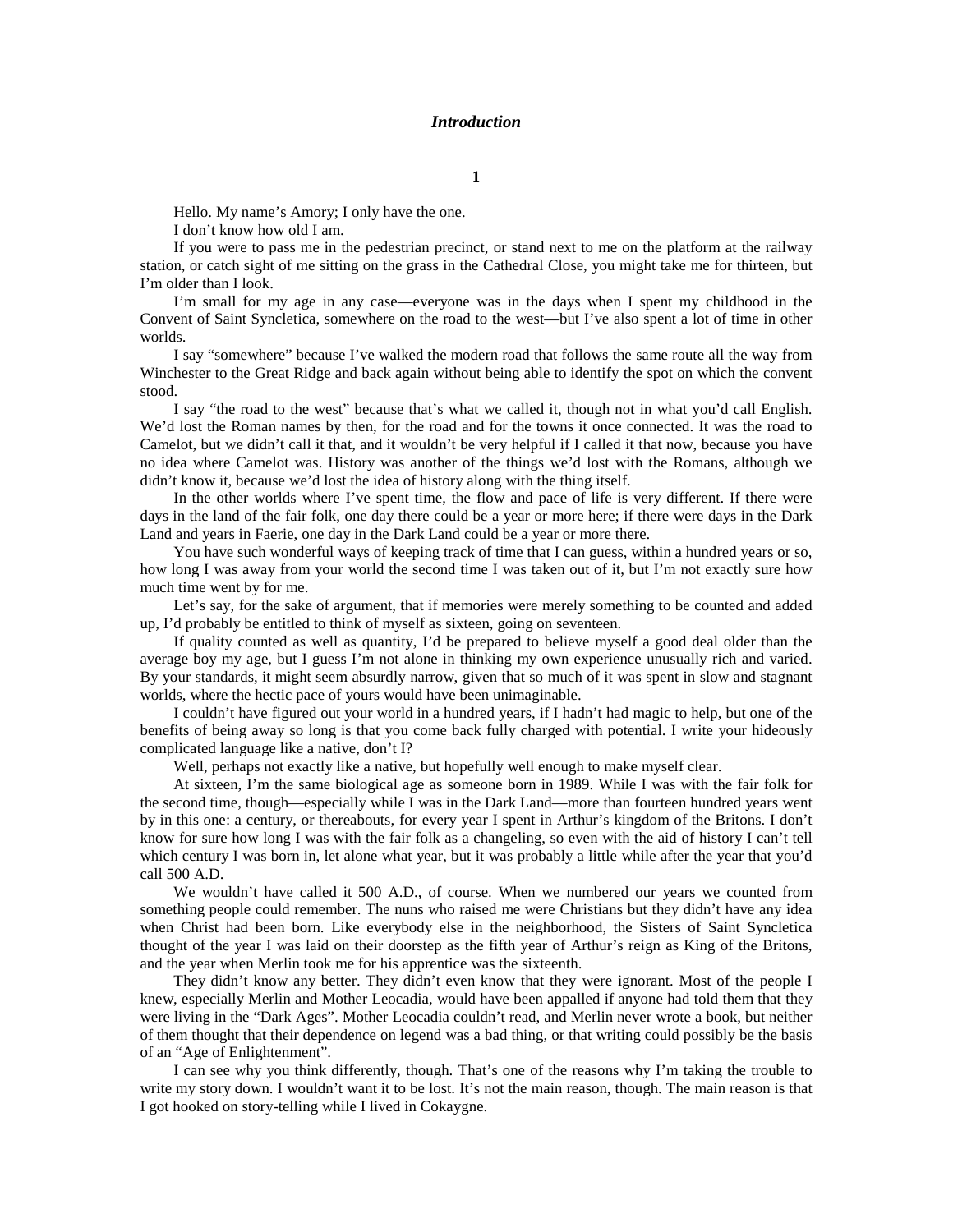# *Introduction*

## 1

Hello. My name's Amory; I only have the one.

I don't know how old I am.

If you were to pass me in the pedestrian precinct, or stand next to me on the platform at the railway station, or catch sight of me sitting on the grass in the Cathedral Close, you might take me for thirteen, but I'm older than I look.

I'm small for my age in any case—everyone was in the days when I spent my childhood in the Convent of Saint Syncletica, somewhere on the road to the west—but I've also spent a lot of time in other worlds.

I say "somewhere" because I've walked the modern road that follows the same route all the way from Winchester to the Great Ridge and back again without being able to identify the spot on which the convent stood.

I say "the road to the west" because that's what we called it, though not in what you'd call English. We'd lost the Roman names by then, for the road and for the towns it once connected. It was the road to Camelot, but we didn't call it that, and it wouldn't be very helpful if I called it that now, because you have no idea where Camelot was. History was another of the things we'd lost with the Romans, although we didn't know it, because we'd lost the idea of history along with the thing itself.

In the other worlds where I've spent time, the flow and pace of life is very different. If there were days in the land of the fair folk, one day there could be a year or more here; if there were days in the Dark Land and years in Faerie, one day in the Dark Land could be a year or more there.

You have such wonderful ways of keeping track of time that I can guess, within a hundred years or so, how long I was away from your world the second time I was taken out of it, but I'm not exactly sure how much time went by for me.

Let's say, for the sake of argument, that if memories were merely something to be counted and added up, I'd probably be entitled to think of myself as sixteen, going on seventeen.

If quality counted as well as quantity, I'd be prepared to believe myself a good deal older than the average boy my age, but I guess I'm not alone in thinking my own experience unusually rich and varied. By your standards, it might seem absurdly narrow, given that so much of it was spent in slow and stagnant worlds, where the hectic pace of yours would have been unimaginable.

I couldn't have figured out your world in a hundred years, if I hadn't had magic to help, but one of the benefits of being away so long is that you come back fully charged with potential. I write your hideously complicated language like a native, don't I?

Well, perhaps not exactly like a native, but hopefully well enough to make myself clear.

At sixteen, I'm the same biological age as someone born in 1989. While I was with the fair folk for the second time, though—especially while I was in the Dark Land—more than fourteen hundred years went by in this one: a century, or thereabouts, for every year I spent in Arthur's kingdom of the Britons. I don't know for sure how long I was with the fair folk as a changeling, so even with the aid of history I can't tell which century I was born in, let alone what year, but it was probably a little while after the year that you'd call 500 A.D.

We wouldn't have called it 500 A.D., of course. When we numbered our years we counted from something people could remember. The nuns who raised me were Christians but they didn't have any idea when Christ had been born. Like everybody else in the neighborhood, the Sisters of Saint Syncletica thought of the year I was laid on their doorstep as the fifth year of Arthur's reign as King of the Britons, and the year when Merlin took me for his apprentice was the sixteenth.

They didn't know any better. They didn't even know that they were ignorant. Most of the people I knew, especially Merlin and Mother Leocadia, would have been appalled if anyone had told them that they were living in the "Dark Ages". Mother Leocadia couldn't read, and Merlin never wrote a book, but neither of them thought that their dependence on legend was a bad thing, or that writing could possibly be the basis of an "Age of Enlightenment".

I can see why you think differently, though. That's one of the reasons why I'm taking the trouble to write my story down. I wouldn't want it to be lost. It's not the main reason, though. The main reason is that I got hooked on story-telling while I lived in Cokaygne.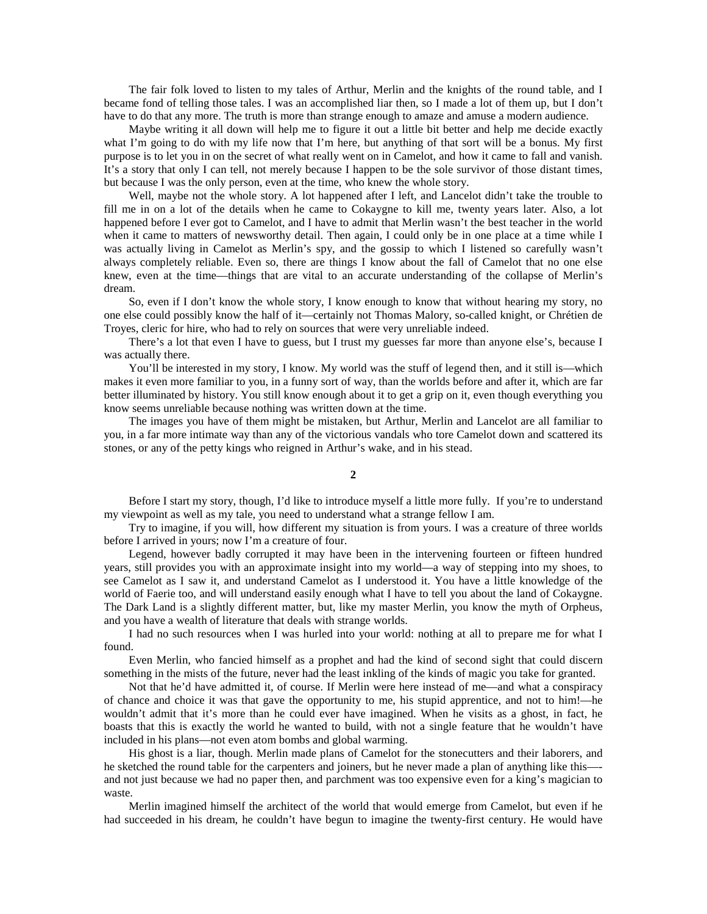The fair folk loved to listen to my tales of Arthur, Merlin and the knights of the round table, and I became fond of telling those tales. I was an accomplished liar then, so I made a lot of them up, but I don't have to do that any more. The truth is more than strange enough to amaze and amuse a modern audience.

Maybe writing it all down will help me to figure it out a little bit better and help me decide exactly what I'm going to do with my life now that I'm here, but anything of that sort will be a bonus. My first purpose is to let you in on the secret of what really went on in Camelot, and how it came to fall and vanish. It's a story that only I can tell, not merely because I happen to be the sole survivor of those distant times, but because I was the only person, even at the time, who knew the whole story.

Well, maybe not the whole story. A lot happened after I left, and Lancelot didn't take the trouble to fill me in on a lot of the details when he came to Cokaygne to kill me, twenty years later. Also, a lot happened before I ever got to Camelot, and I have to admit that Merlin wasn't the best teacher in the world when it came to matters of newsworthy detail. Then again, I could only be in one place at a time while I was actually living in Camelot as Merlin's spy, and the gossip to which I listened so carefully wasn't always completely reliable. Even so, there are things I know about the fall of Camelot that no one else knew, even at the time—things that are vital to an accurate understanding of the collapse of Merlin's dream.

So, even if I don't know the whole story, I know enough to know that without hearing my story, no one else could possibly know the half of it—certainly not Thomas Malory, so-called knight, or Chrétien de Troyes, cleric for hire, who had to rely on sources that were very unreliable indeed.

There's a lot that even I have to guess, but I trust my guesses far more than anyone else's, because I was actually there.

You'll be interested in my story, I know. My world was the stuff of legend then, and it still is—which makes it even more familiar to you, in a funny sort of way, than the worlds before and after it, which are far better illuminated by history. You still know enough about it to get a grip on it, even though everything you know seems unreliable because nothing was written down at the time.

The images you have of them might be mistaken, but Arthur, Merlin and Lancelot are all familiar to you, in a far more intimate way than any of the victorious vandals who tore Camelot down and scattered its stones, or any of the petty kings who reigned in Arthur's wake, and in his stead.

## 2

Before I start my story, though, I'd like to introduce myself a little more fully. If you're to understand my viewpoint as well as my tale, you need to understand what a strange fellow I am.

Try to imagine, if you will, how different my situation is from yours. I was a creature of three worlds before I arrived in yours; now I'm a creature of four.

Legend, however badly corrupted it may have been in the intervening fourteen or fifteen hundred years, still provides you with an approximate insight into my world—a way of stepping into my shoes, to see Camelot as I saw it, and understand Camelot as I understood it. You have a little knowledge of the world of Faerie too, and will understand easily enough what I have to tell you about the land of Cokaygne. The Dark Land is a slightly different matter, but, like my master Merlin, you know the myth of Orpheus, and you have a wealth of literature that deals with strange worlds.

I had no such resources when I was hurled into your world: nothing at all to prepare me for what I found.

Even Merlin, who fancied himself as a prophet and had the kind of second sight that could discern something in the mists of the future, never had the least inkling of the kinds of magic you take for granted.

Not that he'd have admitted it, of course. If Merlin were here instead of me—and what a conspiracy of chance and choice it was that gave the opportunity to me, his stupid apprentice, and not to him!—he wouldn't admit that it's more than he could ever have imagined. When he visits as a ghost, in fact, he boasts that this is exactly the world he wanted to build, with not a single feature that he wouldn't have included in his plans—not even atom bombs and global warming.

His ghost is a liar, though. Merlin made plans of Camelot for the stonecutters and their laborers, and he sketched the round table for the carpenters and joiners, but he never made a plan of anything like this—-and not just because we had no paper then, and parchment was too expensive even for a king's magician to waste.

Merlin imagined himself the architect of the world that would emerge from Camelot, but even if he had succeeded in his dream, he couldn't have begun to imagine the twenty-first century. He would have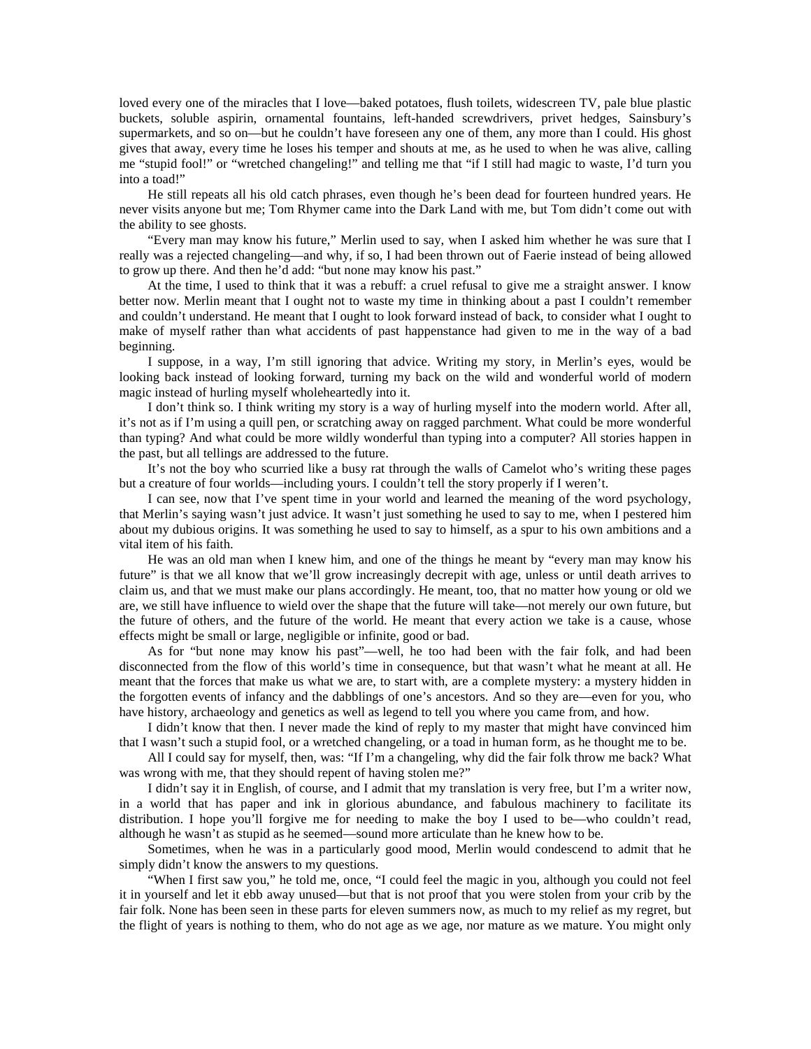loved every one of the miracles that I love—baked potatoes, flush toilets, widescreen TV, pale blue plastic buckets, soluble aspirin, ornamental fountains, left-handed screwdrivers, privet hedges, Sainsbury's supermarkets, and so on—but he couldn't have foreseen any one of them, any more than I could. His ghost gives that away, every time he loses his temper and shouts at me, as he used to when he was alive, calling me "stupid fool!" or "wretched changeling!" and telling me that "if I still had magic to waste, I'd turn you into a toad!"

He still repeats all his old catch phrases, even though he's been dead for fourteen hundred years. He never visits anyone but me; Tom Rhymer came into the Dark Land with me, but Tom didn't come out with the ability to see ghosts.

"Every man may know his future," Merlin used to say, when I asked him whether he was sure that I really was a rejected changeling—and why, if so, I had been thrown out of Faerie instead of being allowed to grow up there. And then he'd add: "but none may know his past."

At the time, I used to think that it was a rebuff: a cruel refusal to give me a straight answer. I know better now. Merlin meant that I ought not to waste my time in thinking about a past I couldn't remember and couldn't understand. He meant that I ought to look forward instead of back, to consider what I ought to make of myself rather than what accidents of past happenstance had given to me in the way of a bad beginning.

I suppose, in a way, I'm still ignoring that advice. Writing my story, in Merlin's eyes, would be looking back instead of looking forward, turning my back on the wild and wonderful world of modern magic instead of hurling myself wholeheartedly into it.

I don't think so. I think writing my story is a way of hurling myself into the modern world. After all, it's not as if I'm using a quill pen, or scratching away on ragged parchment. What could be more wonderful than typing? And what could be more wildly wonderful than typing into a computer? All stories happen in the past, but all tellings are addressed to the future.

It's not the boy who scurried like a busy rat through the walls of Camelot who's writing these pages but a creature of four worlds—including yours. I couldn't tell the story properly if I weren't.

I can see, now that I've spent time in your world and learned the meaning of the word psychology, that Merlin's saying wasn't just advice. It wasn't just something he used to say to me, when I pestered him about my dubious origins. It was something he used to say to himself, as a spur to his own ambitions and a vital item of his faith.

He was an old man when I knew him, and one of the things he meant by "every man may know his future" is that we all know that we'll grow increasingly decrepit with age, unless or until death arrives to claim us, and that we must make our plans accordingly. He meant, too, that no matter how young or old we are, we still have influence to wield over the shape that the future will take—not merely our own future, but the future of others, and the future of the world. He meant that every action we take is a cause, whose effects might be small or large, negligible or infinite, good or bad.

As for "but none may know his past"—well, he too had been with the fair folk, and had been disconnected from the flow of this world's time in consequence, but that wasn't what he meant at all. He meant that the forces that make us what we are, to start with, are a complete mystery: a mystery hidden in the forgotten events of infancy and the dabblings of one's ancestors. And so they are—even for you, who have history, archaeology and genetics as well as legend to tell you where you came from, and how.

I didn't know that then. I never made the kind of reply to my master that might have convinced him that I wasn't such a stupid fool, or a wretched changeling, or a toad in human form, as he thought me to be.

All I could say for myself, then, was: "If I'm a changeling, why did the fair folk throw me back? What was wrong with me, that they should repent of having stolen me?"

I didn't say it in English, of course, and I admit that my translation is very free, but I'm a writer now, in a world that has paper and ink in glorious abundance, and fabulous machinery to facilitate its distribution. I hope you'll forgive me for needing to make the boy I used to be—who couldn't read, although he wasn't as stupid as he seemed—sound more articulate than he knew how to be.

Sometimes, when he was in a particularly good mood, Merlin would condescend to admit that he simply didn't know the answers to my questions.

"When I first saw you," he told me, once, "I could feel the magic in you, although you could not feel it in yourself and let it ebb away unused—but that is not proof that you were stolen from your crib by the fair folk. None has been seen in these parts for eleven summers now, as much to my relief as my regret, but the flight of years is nothing to them, who do not age as we age, nor mature as we mature. You might only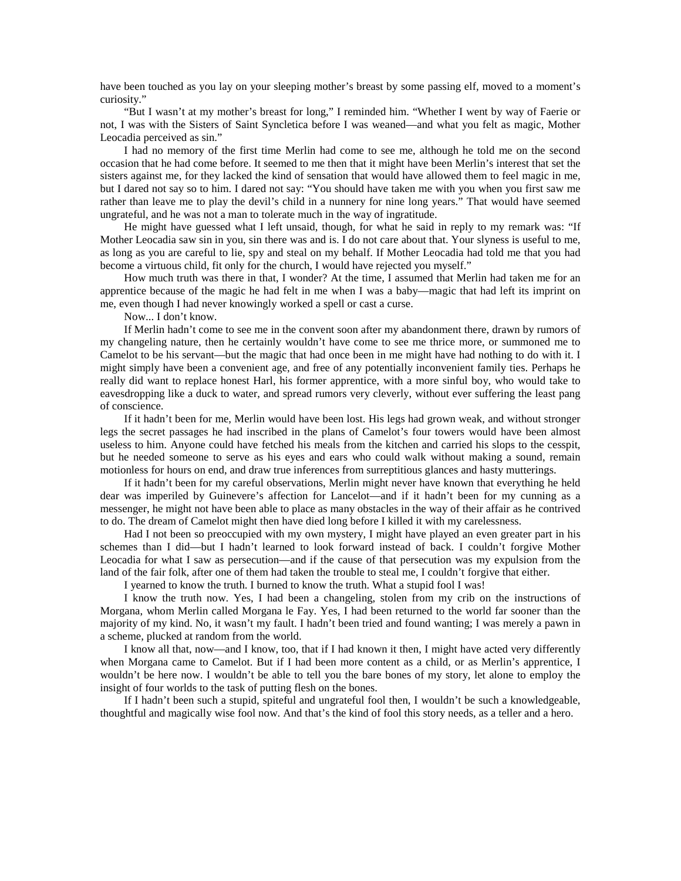have been touched as you lay on your sleeping mother's breast by some passing elf, moved to a moment's curiosity."

"But I wasn't at my mother's breast for long," I reminded him. "Whether I went by way of Faerie or not, I was with the Sisters of Saint Syncletica before I was weaned—and what you felt as magic, Mother Leocadia perceived as sin."

I had no memory of the first time Merlin had come to see me, although he told me on the second occasion that he had come before. It seemed to me then that it might have been Merlin's interest that set the sisters against me, for they lacked the kind of sensation that would have allowed them to feel magic in me, but I dared not say so to him. I dared not say: "You should have taken me with you when you first saw me rather than leave me to play the devil's child in a nunnery for nine long years." That would have seemed ungrateful, and he was not a man to tolerate much in the way of ingratitude.

He might have guessed what I left unsaid, though, for what he said in reply to my remark was: "If Mother Leocadia saw sin in you, sin there was and is. I do not care about that. Your slyness is useful to me, as long as you are careful to lie, spy and steal on my behalf. If Mother Leocadia had told me that you had become a virtuous child, fit only for the church, I would have rejected you myself."

How much truth was there in that, I wonder? At the time, I assumed that Merlin had taken me for an apprentice because of the magic he had felt in me when I was a baby—magic that had left its imprint on me, even though I had never knowingly worked a spell or cast a curse.

Now... I don't know.

If Merlin hadn't come to see me in the convent soon after my abandonment there, drawn by rumors of my changeling nature, then he certainly wouldn't have come to see me thrice more, or summoned me to Camelot to be his servant—but the magic that had once been in me might have had nothing to do with it. I might simply have been a convenient age, and free of any potentially inconvenient family ties. Perhaps he really did want to replace honest Harl, his former apprentice, with a more sinful boy, who would take to eavesdropping like a duck to water, and spread rumors very cleverly, without ever suffering the least pang of conscience.

If it hadn't been for me, Merlin would have been lost. His legs had grown weak, and without stronger legs the secret passages he had inscribed in the plans of Camelot's four towers would have been almost useless to him. Anyone could have fetched his meals from the kitchen and carried his slops to the cesspit, but he needed someone to serve as his eyes and ears who could walk without making a sound, remain motionless for hours on end, and draw true inferences from surreptitious glances and hasty mutterings.

If it hadn't been for my careful observations, Merlin might never have known that everything he held dear was imperiled by Guinevere's affection for Lancelot—and if it hadn't been for my cunning as a messenger, he might not have been able to place as many obstacles in the way of their affair as he contrived to do. The dream of Camelot might then have died long before I killed it with my carelessness.

Had I not been so preoccupied with my own mystery, I might have played an even greater part in his schemes than I did—but I hadn't learned to look forward instead of back. I couldn't forgive Mother Leocadia for what I saw as persecution—and if the cause of that persecution was my expulsion from the land of the fair folk, after one of them had taken the trouble to steal me, I couldn't forgive that either.

I yearned to know the truth. I burned to know the truth. What a stupid fool I was!

I know the truth now. Yes, I had been a changeling, stolen from my crib on the instructions of Morgana, whom Merlin called Morgana le Fay. Yes, I had been returned to the world far sooner than the majority of my kind. No, it wasn't my fault. I hadn't been tried and found wanting; I was merely a pawn in a scheme, plucked at random from the world.

I know all that, now—and I know, too, that if I had known it then, I might have acted very differently when Morgana came to Camelot. But if I had been more content as a child, or as Merlin's apprentice, I wouldn't be here now. I wouldn't be able to tell you the bare bones of my story, let alone to employ the insight of four worlds to the task of putting flesh on the bones.

If I hadn't been such a stupid, spiteful and ungrateful fool then, I wouldn't be such a knowledgeable, thoughtful and magically wise fool now. And that's the kind of fool this story needs, as a teller and a hero.